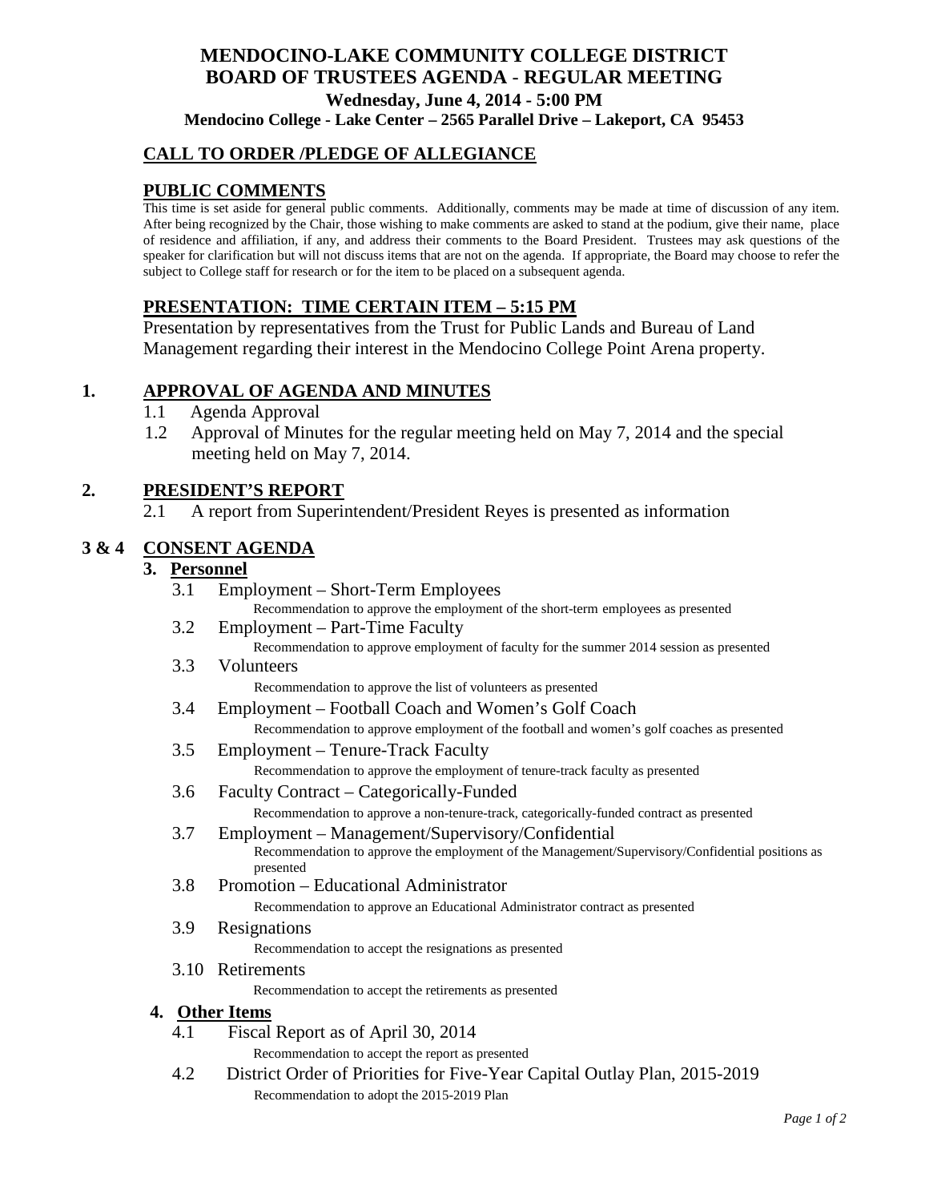# MENDOCINO-LAKE COMMUNITY COLLEGE DISTRICT
# BOARD OF TRUSTEES AGENDA - REGULAR MEETING

**Wednesday, June 4, 2014 - 5:00 PM**

**Mendocino College - Lake Center – 2565 Parallel Drive – Lakeport, CA 95453**

## CALL TO ORDER /PLEDGE OF ALLEGIANCE

## PUBLIC COMMENTS

This time is set aside for general public comments. Additionally, comments may be made at time of discussion of any item. After being recognized by the Chair, those wishing to make comments are asked to stand at the podium, give their name, place of residence and affiliation, if any, and address their comments to the Board President. Trustees may ask questions of the speaker for clarification but will not discuss items that are not on the agenda. If appropriate, the Board may choose to refer the subject to College staff for research or for the item to be placed on a subsequent agenda.

## PRESENTATION: TIME CERTAIN ITEM – 5:15 PM

Presentation by representatives from the Trust for Public Lands and Bureau of Land Management regarding their interest in the Mendocino College Point Arena property.

## 1. APPROVAL OF AGENDA AND MINUTES

1.1 Agenda Approval

1.2 Approval of Minutes for the regular meeting held on May 7, 2014 and the special meeting held on May 7, 2014.

## 2. PRESIDENT'S REPORT

2.1 A report from Superintendent/President Reyes is presented as information

## 3 & 4 CONSENT AGENDA

### 3. Personnel

3.1 Employment – Short-Term Employees
Recommendation to approve the employment of the short-term employees as presented

3.2 Employment – Part-Time Faculty
Recommendation to approve employment of faculty for the summer 2014 session as presented

3.3 Volunteers
Recommendation to approve the list of volunteers as presented

3.4 Employment – Football Coach and Women's Golf Coach
Recommendation to approve employment of the football and women's golf coaches as presented

3.5 Employment – Tenure-Track Faculty
Recommendation to approve the employment of tenure-track faculty as presented

3.6 Faculty Contract – Categorically-Funded
Recommendation to approve a non-tenure-track, categorically-funded contract as presented

3.7 Employment – Management/Supervisory/Confidential
Recommendation to approve the employment of the Management/Supervisory/Confidential positions as presented

3.8 Promotion – Educational Administrator
Recommendation to approve an Educational Administrator contract as presented

3.9 Resignations
Recommendation to accept the resignations as presented

3.10 Retirements
Recommendation to accept the retirements as presented

### 4. Other Items

4.1 Fiscal Report as of April 30, 2014
Recommendation to accept the report as presented

4.2 District Order of Priorities for Five-Year Capital Outlay Plan, 2015-2019
Recommendation to adopt the 2015-2019 Plan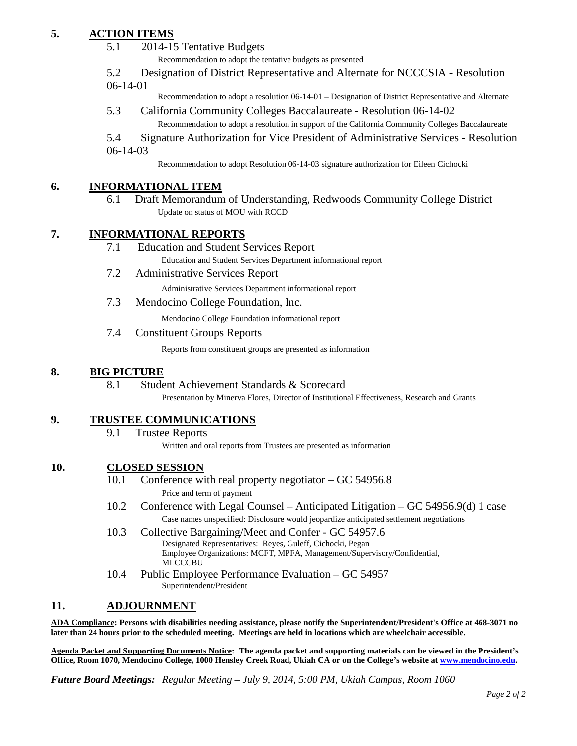## 5. ACTION ITEMS

5.1 2014-15 Tentative Budgets

Recommendation to adopt the tentative budgets as presented

5.2 Designation of District Representative and Alternate for NCCCSIA - Resolution 06-14-01

Recommendation to adopt a resolution 06-14-01 – Designation of District Representative and Alternate

5.3 California Community Colleges Baccalaureate - Resolution 06-14-02

Recommendation to adopt a resolution in support of the California Community Colleges Baccalaureate

5.4 Signature Authorization for Vice President of Administrative Services - Resolution 06-14-03

Recommendation to adopt Resolution 06-14-03 signature authorization for Eileen Cichocki

## 6. INFORMATIONAL ITEM

6.1 Draft Memorandum of Understanding, Redwoods Community College District

Update on status of MOU with RCCD

## 7. INFORMATIONAL REPORTS

7.1 Education and Student Services Report

Education and Student Services Department informational report

7.2 Administrative Services Report

Administrative Services Department informational report

7.3 Mendocino College Foundation, Inc.

Mendocino College Foundation informational report

7.4 Constituent Groups Reports

Reports from constituent groups are presented as information

## 8. BIG PICTURE

8.1 Student Achievement Standards & Scorecard

Presentation by Minerva Flores, Director of Institutional Effectiveness, Research and Grants

## 9. TRUSTEE COMMUNICATIONS

9.1 Trustee Reports

Written and oral reports from Trustees are presented as information

## 10. CLOSED SESSION

10.1 Conference with real property negotiator – GC 54956.8

Price and term of payment

10.2 Conference with Legal Counsel – Anticipated Litigation – GC 54956.9(d) 1 case

Case names unspecified: Disclosure would jeopardize anticipated settlement negotiations

10.3 Collective Bargaining/Meet and Confer - GC 54957.6

Designated Representatives: Reyes, Guleff, Cichocki, Pegan
Employee Organizations: MCFT, MPFA, Management/Supervisory/Confidential, MLCCCBU

10.4 Public Employee Performance Evaluation – GC 54957

Superintendent/President

## 11. ADJOURNMENT

**ADA Compliance: Persons with disabilities needing assistance, please notify the Superintendent/President's Office at 468-3071 no later than 24 hours prior to the scheduled meeting. Meetings are held in locations which are wheelchair accessible.**

**Agenda Packet and Supporting Documents Notice: The agenda packet and supporting materials can be viewed in the President's Office, Room 1070, Mendocino College, 1000 Hensley Creek Road, Ukiah CA or on the College's website at www.mendocino.edu.**

***Future Board Meetings:*** *Regular Meeting – July 9, 2014, 5:00 PM, Ukiah Campus, Room 1060*